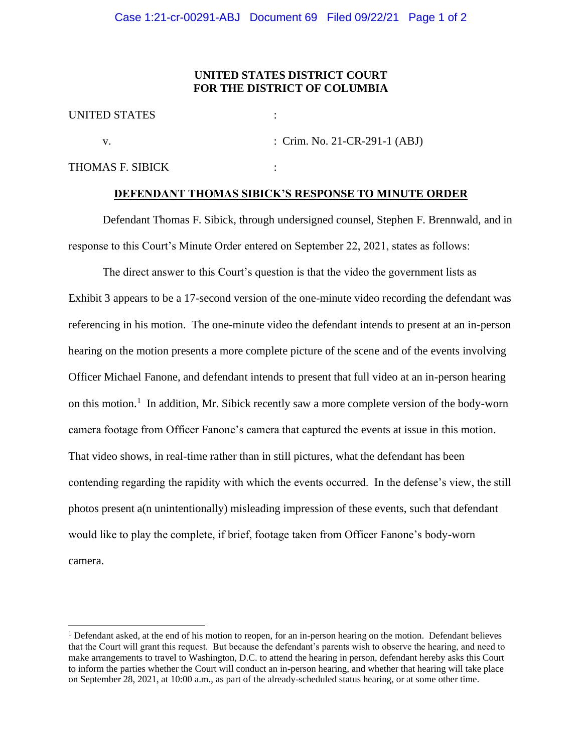**UNITED STATES DISTRICT COURT**
**FOR THE DISTRICT OF COLUMBIA**

UNITED STATES :

v. : Crim. No. 21-CR-291-1 (ABJ)

THOMAS F. SIBICK :

**DEFENDANT THOMAS SIBICK'S RESPONSE TO MINUTE ORDER**

Defendant Thomas F. Sibick, through undersigned counsel, Stephen F. Brennwald, and in response to this Court's Minute Order entered on September 22, 2021, states as follows:

The direct answer to this Court's question is that the video the government lists as Exhibit 3 appears to be a 17-second version of the one-minute video recording the defendant was referencing in his motion. The one-minute video the defendant intends to present at an in-person hearing on the motion presents a more complete picture of the scene and of the events involving Officer Michael Fanone, and defendant intends to present that full video at an in-person hearing on this motion.[1] In addition, Mr. Sibick recently saw a more complete version of the body-worn camera footage from Officer Fanone's camera that captured the events at issue in this motion. That video shows, in real-time rather than in still pictures, what the defendant has been contending regarding the rapidity with which the events occurred. In the defense's view, the still photos present a(n unintentionally) misleading impression of these events, such that defendant would like to play the complete, if brief, footage taken from Officer Fanone's body-worn camera.

[1] Defendant asked, at the end of his motion to reopen, for an in-person hearing on the motion. Defendant believes that the Court will grant this request. But because the defendant's parents wish to observe the hearing, and need to make arrangements to travel to Washington, D.C. to attend the hearing in person, defendant hereby asks this Court to inform the parties whether the Court will conduct an in-person hearing, and whether that hearing will take place on September 28, 2021, at 10:00 a.m., as part of the already-scheduled status hearing, or at some other time.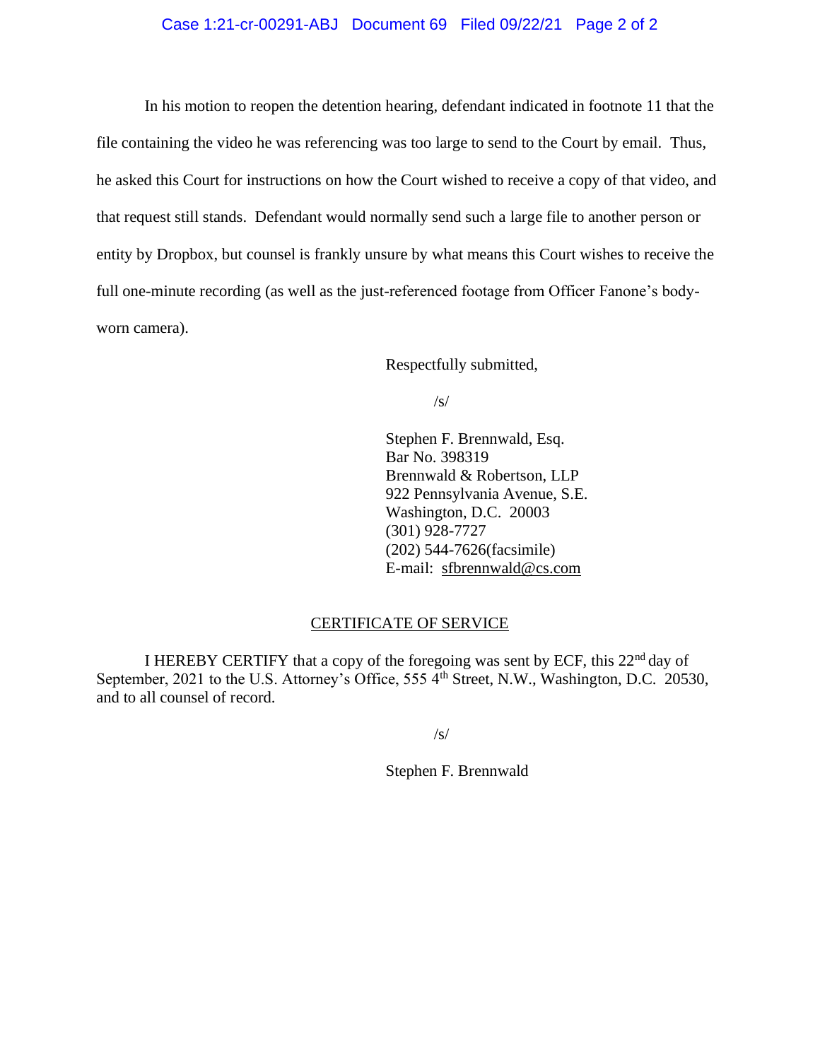In his motion to reopen the detention hearing, defendant indicated in footnote 11 that the file containing the video he was referencing was too large to send to the Court by email. Thus, he asked this Court for instructions on how the Court wished to receive a copy of that video, and that request still stands. Defendant would normally send such a large file to another person or entity by Dropbox, but counsel is frankly unsure by what means this Court wishes to receive the full one-minute recording (as well as the just-referenced footage from Officer Fanone's body-worn camera).

Respectfully submitted,

/s/

Stephen F. Brennwald, Esq.
Bar No. 398319
Brennwald & Robertson, LLP
922 Pennsylvania Avenue, S.E.
Washington, D.C. 20003
(301) 928-7727
(202) 544-7626(facsimile)
E-mail: sfbrennwald@cs.com

## CERTIFICATE OF SERVICE

I HEREBY CERTIFY that a copy of the foregoing was sent by ECF, this 22nd day of September, 2021 to the U.S. Attorney's Office, 555 4th Street, N.W., Washington, D.C. 20530, and to all counsel of record.

/s/

Stephen F. Brennwald